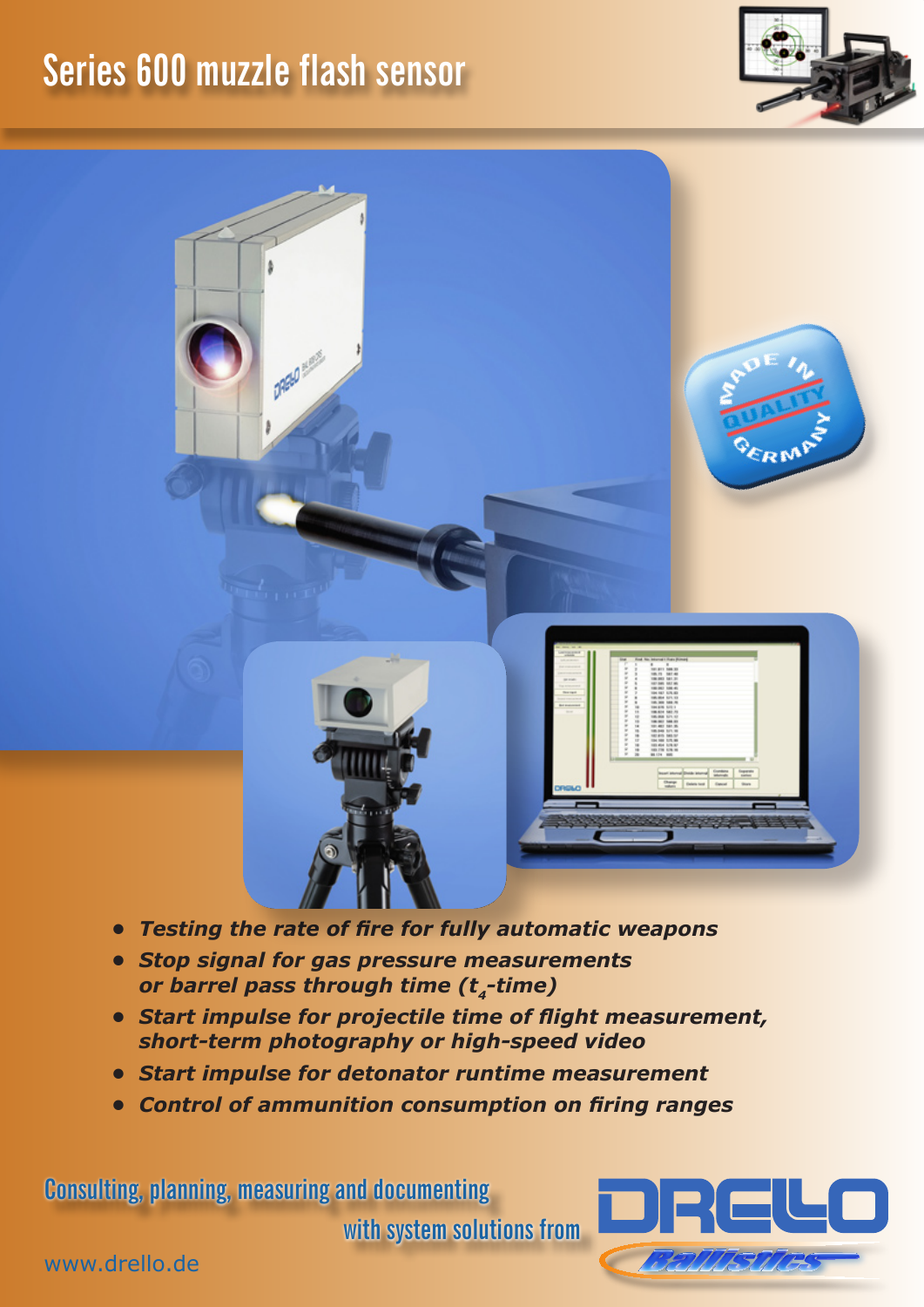# Series 600 muzzle flash sensor

- ***Testing the rate of fire for fully automatic weapons***
- ***Stop signal for gas pressure measurements or barrel pass through time ($t_4$-time)***
- ***Start impulse for projectile time of flight measurement, short-term photography or high-speed video***
- ***Start impulse for detonator runtime measurement***
- ***Control of ammunition consumption on firing ranges***

Consulting, planning, measuring and documenting with system solutions from

DRELLO Ballistics

www.drello.de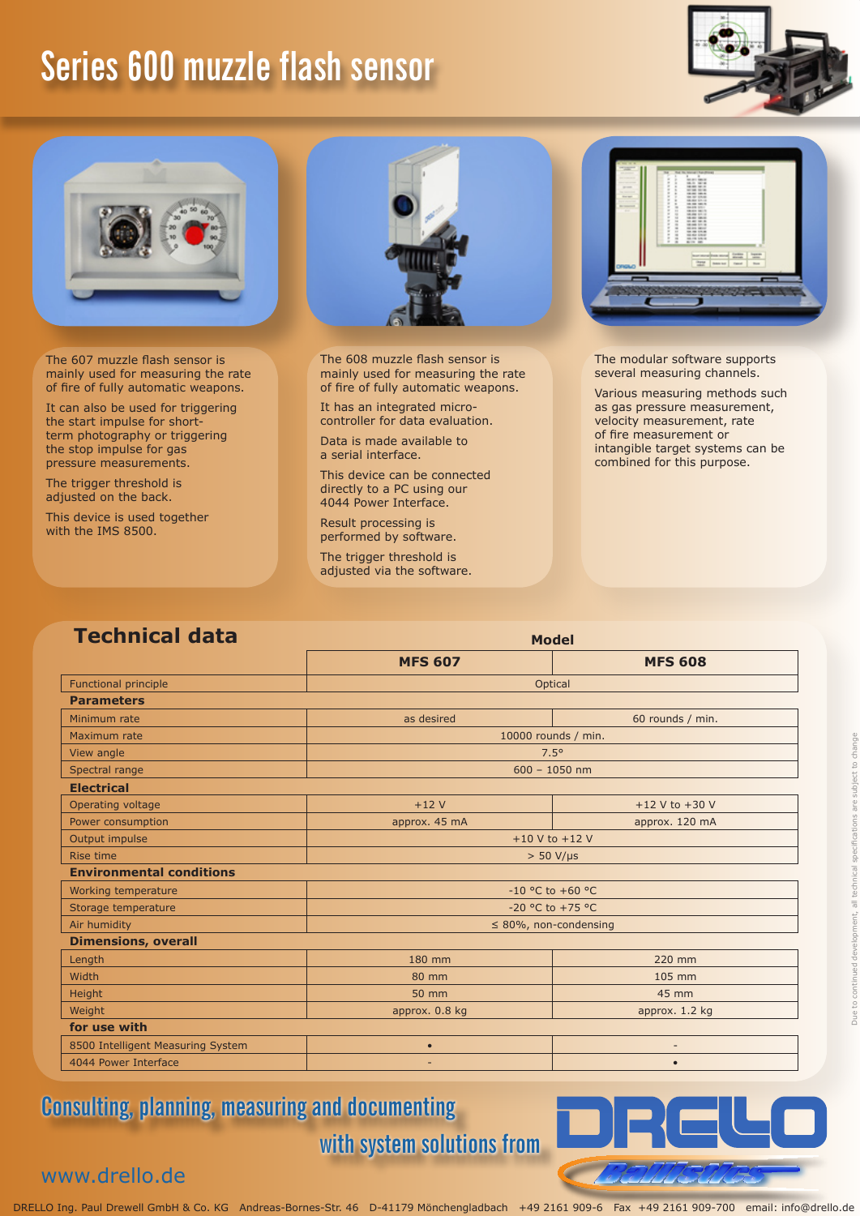# Series 600 muzzle flash sensor

The 607 muzzle flash sensor is mainly used for measuring the rate of fire of fully automatic weapons.

It can also be used for triggering the start impulse for short-term photography or triggering the stop impulse for gas pressure measurements.

The trigger threshold is adjusted on the back.

This device is used together with the IMS 8500.

The 608 muzzle flash sensor is mainly used for measuring the rate of fire of fully automatic weapons.

It has an integrated micro-controller for data evaluation.

Data is made available to a serial interface.

This device can be connected directly to a PC using our 4044 Power Interface.

Result processing is performed by software.

The trigger threshold is adjusted via the software.

The modular software supports several measuring channels.

Various measuring methods such as gas pressure measurement, velocity measurement, rate of fire measurement or intangible target systems can be combined for this purpose.

## Technical data

| | Model | |
|---|---|---|
| | **MFS 607** | **MFS 608** |
| Functional principle | Optical | |
| **Parameters** | | |
| Minimum rate | as desired | 60 rounds / min. |
| Maximum rate | 10000 rounds / min. | |
| View angle | 7.5° | |
| Spectral range | 600 – 1050 nm | |
| **Electrical** | | |
| Operating voltage | +12 V | +12 V to +30 V |
| Power consumption | approx. 45 mA | approx. 120 mA |
| Output impulse | +10 V to +12 V | |
| Rise time | > 50 V/µs | |
| **Environmental conditions** | | |
| Working temperature | -10 °C to +60 °C | |
| Storage temperature | -20 °C to +75 °C | |
| Air humidity | ≤ 80%, non-condensing | |
| **Dimensions, overall** | | |
| Length | 180 mm | 220 mm |
| Width | 80 mm | 105 mm |
| Height | 50 mm | 45 mm |
| Weight | approx. 0.8 kg | approx. 1.2 kg |
| **for use with** | | |
| 8500 Intelligent Measuring System | • | - |
| 4044 Power Interface | - | • |

Due to continued development, all technical specifications are subject to change

Consulting, planning, measuring and documenting with system solutions from DRELLO Ballistics

www.drello.de

DRELLO Ing. Paul Drewell GmbH & Co. KG Andreas-Bornes-Str. 46 D-41179 Mönchengladbach +49 2161 909-6 Fax +49 2161 909-700 email: info@drello.de